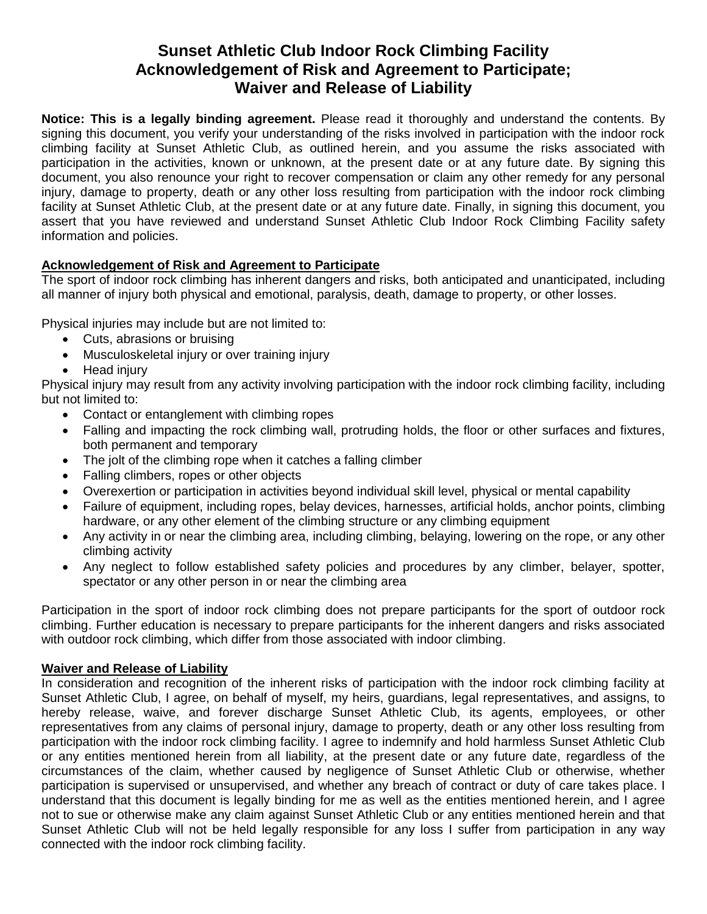# Sunset Athletic Club Indoor Rock Climbing Facility Acknowledgement of Risk and Agreement to Participate; Waiver and Release of Liability

**Notice: This is a legally binding agreement.** Please read it thoroughly and understand the contents. By signing this document, you verify your understanding of the risks involved in participation with the indoor rock climbing facility at Sunset Athletic Club, as outlined herein, and you assume the risks associated with participation in the activities, known or unknown, at the present date or at any future date. By signing this document, you also renounce your right to recover compensation or claim any other remedy for any personal injury, damage to property, death or any other loss resulting from participation with the indoor rock climbing facility at Sunset Athletic Club, at the present date or at any future date. Finally, in signing this document, you assert that you have reviewed and understand Sunset Athletic Club Indoor Rock Climbing Facility safety information and policies.

## Acknowledgement of Risk and Agreement to Participate

The sport of indoor rock climbing has inherent dangers and risks, both anticipated and unanticipated, including all manner of injury both physical and emotional, paralysis, death, damage to property, or other losses.

Physical injuries may include but are not limited to:

- Cuts, abrasions or bruising
- Musculoskeletal injury or over training injury
- Head injury

Physical injury may result from any activity involving participation with the indoor rock climbing facility, including but not limited to:

- Contact or entanglement with climbing ropes
- Falling and impacting the rock climbing wall, protruding holds, the floor or other surfaces and fixtures, both permanent and temporary
- The jolt of the climbing rope when it catches a falling climber
- Falling climbers, ropes or other objects
- Overexertion or participation in activities beyond individual skill level, physical or mental capability
- Failure of equipment, including ropes, belay devices, harnesses, artificial holds, anchor points, climbing hardware, or any other element of the climbing structure or any climbing equipment
- Any activity in or near the climbing area, including climbing, belaying, lowering on the rope, or any other climbing activity
- Any neglect to follow established safety policies and procedures by any climber, belayer, spotter, spectator or any other person in or near the climbing area

Participation in the sport of indoor rock climbing does not prepare participants for the sport of outdoor rock climbing. Further education is necessary to prepare participants for the inherent dangers and risks associated with outdoor rock climbing, which differ from those associated with indoor climbing.

## Waiver and Release of Liability

In consideration and recognition of the inherent risks of participation with the indoor rock climbing facility at Sunset Athletic Club, I agree, on behalf of myself, my heirs, guardians, legal representatives, and assigns, to hereby release, waive, and forever discharge Sunset Athletic Club, its agents, employees, or other representatives from any claims of personal injury, damage to property, death or any other loss resulting from participation with the indoor rock climbing facility. I agree to indemnify and hold harmless Sunset Athletic Club or any entities mentioned herein from all liability, at the present date or any future date, regardless of the circumstances of the claim, whether caused by negligence of Sunset Athletic Club or otherwise, whether participation is supervised or unsupervised, and whether any breach of contract or duty of care takes place. I understand that this document is legally binding for me as well as the entities mentioned herein, and I agree not to sue or otherwise make any claim against Sunset Athletic Club or any entities mentioned herein and that Sunset Athletic Club will not be held legally responsible for any loss I suffer from participation in any way connected with the indoor rock climbing facility.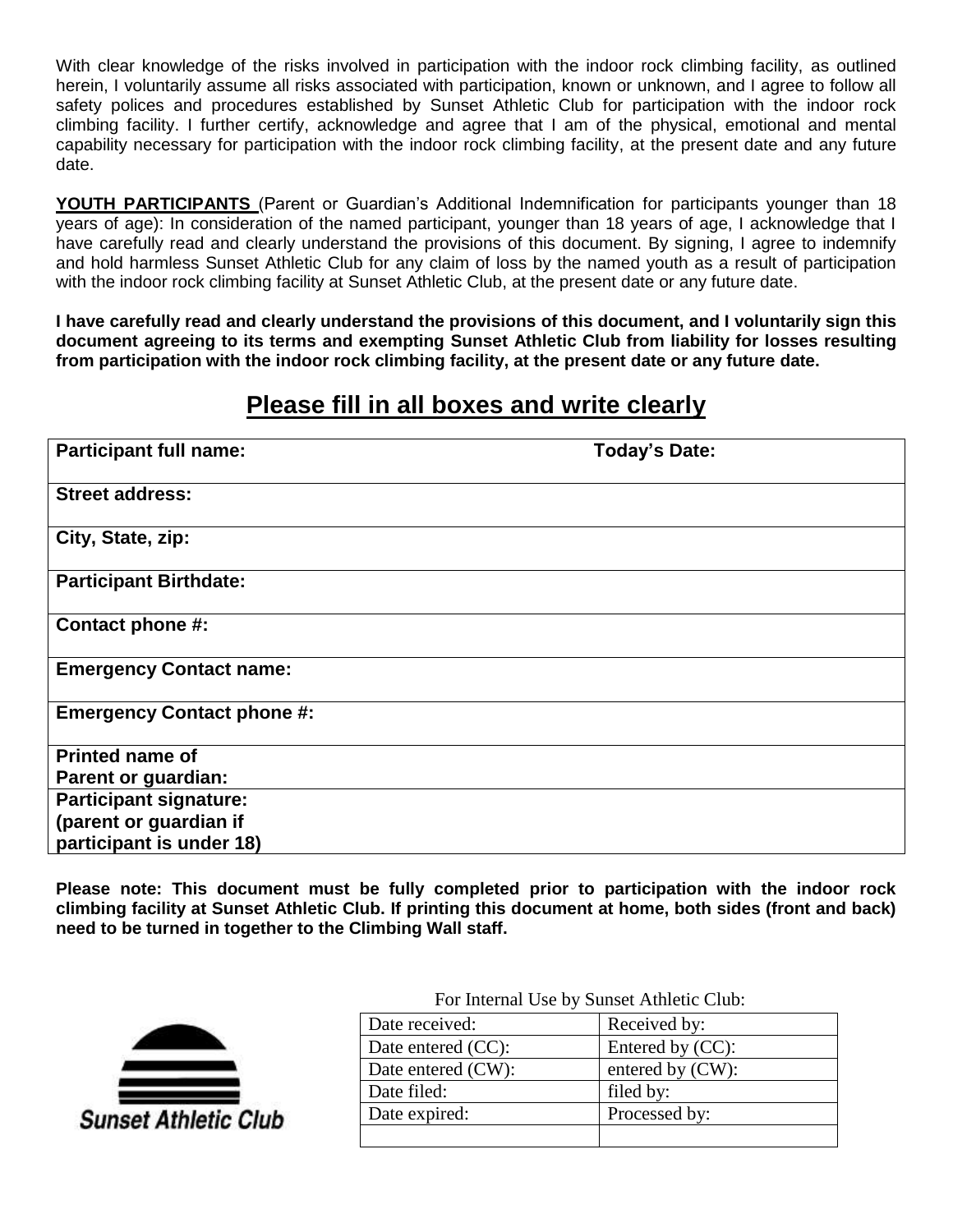With clear knowledge of the risks involved in participation with the indoor rock climbing facility, as outlined herein, I voluntarily assume all risks associated with participation, known or unknown, and I agree to follow all safety polices and procedures established by Sunset Athletic Club for participation with the indoor rock climbing facility. I further certify, acknowledge and agree that I am of the physical, emotional and mental capability necessary for participation with the indoor rock climbing facility, at the present date and any future date.

**YOUTH PARTICIPANTS** (Parent or Guardian's Additional Indemnification for participants younger than 18 years of age): In consideration of the named participant, younger than 18 years of age, I acknowledge that I have carefully read and clearly understand the provisions of this document. By signing, I agree to indemnify and hold harmless Sunset Athletic Club for any claim of loss by the named youth as a result of participation with the indoor rock climbing facility at Sunset Athletic Club, at the present date or any future date.

**I have carefully read and clearly understand the provisions of this document, and I voluntarily sign this document agreeing to its terms and exempting Sunset Athletic Club from liability for losses resulting from participation with the indoor rock climbing facility, at the present date or any future date.**

## Please fill in all boxes and write clearly

| | |
|---|---|
| **Participant full name:** | **Today's Date:** |
| **Street address:** | |
| **City, State, zip:** | |
| **Participant Birthdate:** | |
| **Contact phone #:** | |
| **Emergency Contact name:** | |
| **Emergency Contact phone #:** | |
| **Printed name of Parent or guardian:** | |
| **Participant signature: (parent or guardian if participant is under 18)** | |

**Please note: This document must be fully completed prior to participation with the indoor rock climbing facility at Sunset Athletic Club. If printing this document at home, both sides (front and back) need to be turned in together to the Climbing Wall staff.**

Sunset Athletic Club

For Internal Use by Sunset Athletic Club:

| | |
|---|---|
| Date received: | Received by: |
| Date entered (CC): | Entered by (CC): |
| Date entered (CW): | entered by (CW): |
| Date filed: | filed by: |
| Date expired: | Processed by: |
| | |